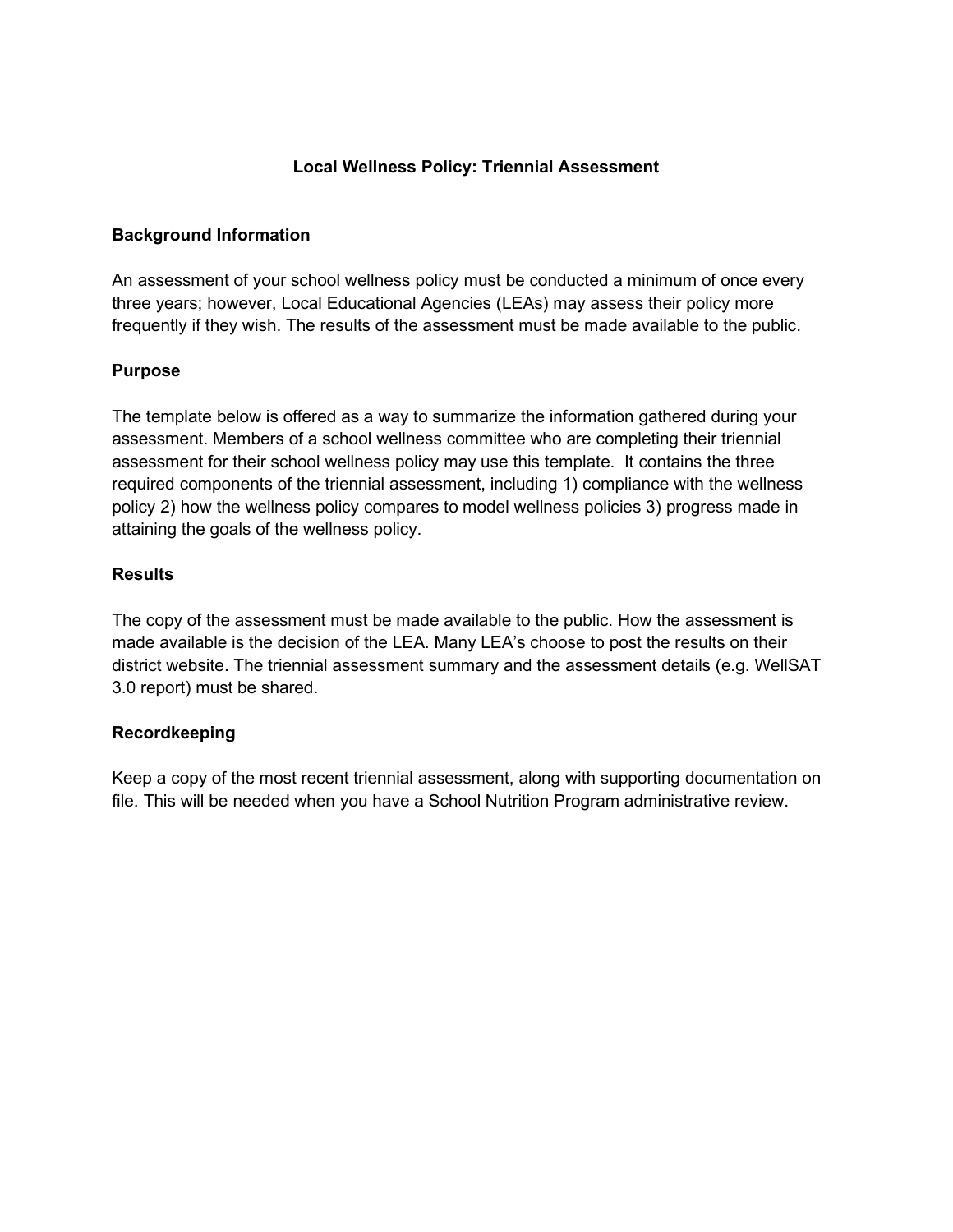# Local Wellness Policy: Triennial Assessment

## Background Information

An assessment of your school wellness policy must be conducted a minimum of once every three years; however, Local Educational Agencies (LEAs) may assess their policy more frequently if they wish. The results of the assessment must be made available to the public.

## Purpose

The template below is offered as a way to summarize the information gathered during your assessment. Members of a school wellness committee who are completing their triennial assessment for their school wellness policy may use this template. It contains the three required components of the triennial assessment, including 1) compliance with the wellness policy 2) how the wellness policy compares to model wellness policies 3) progress made in attaining the goals of the wellness policy.

## Results

The copy of the assessment must be made available to the public. How the assessment is made available is the decision of the LEA. Many LEA's choose to post the results on their district website. The triennial assessment summary and the assessment details (e.g. WellSAT 3.0 report) must be shared.

## Recordkeeping

Keep a copy of the most recent triennial assessment, along with supporting documentation on file. This will be needed when you have a School Nutrition Program administrative review.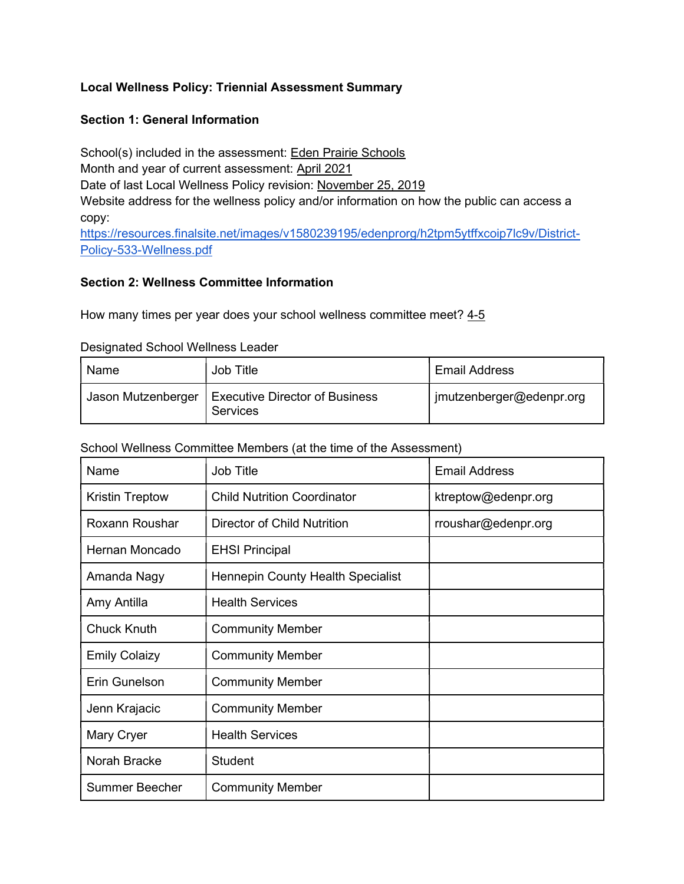**Local Wellness Policy: Triennial Assessment Summary**

**Section 1: General Information**

School(s) included in the assessment: Eden Prairie Schools
Month and year of current assessment: April 2021
Date of last Local Wellness Policy revision: November 25, 2019
Website address for the wellness policy and/or information on how the public can access a copy:
https://resources.finalsite.net/images/v1580239195/edenprorg/h2tpm5ytffxcoip7lc9v/District-Policy-533-Wellness.pdf

**Section 2: Wellness Committee Information**

How many times per year does your school wellness committee meet? 4-5

Designated School Wellness Leader

| Name | Job Title | Email Address |
|---|---|---|
| Jason Mutzenberger | Executive Director of Business Services | jmutzenberger@edenpr.org |

School Wellness Committee Members (at the time of the Assessment)

| Name | Job Title | Email Address |
|---|---|---|
| Kristin Treptow | Child Nutrition Coordinator | ktreptow@edenpr.org |
| Roxann Roushar | Director of Child Nutrition | rroushar@edenpr.org |
| Hernan Moncado | EHSI Principal | |
| Amanda Nagy | Hennepin County Health Specialist | |
| Amy Antilla | Health Services | |
| Chuck Knuth | Community Member | |
| Emily Colaizy | Community Member | |
| Erin Gunelson | Community Member | |
| Jenn Krajacic | Community Member | |
| Mary Cryer | Health Services | |
| Norah Bracke | Student | |
| Summer Beecher | Community Member | |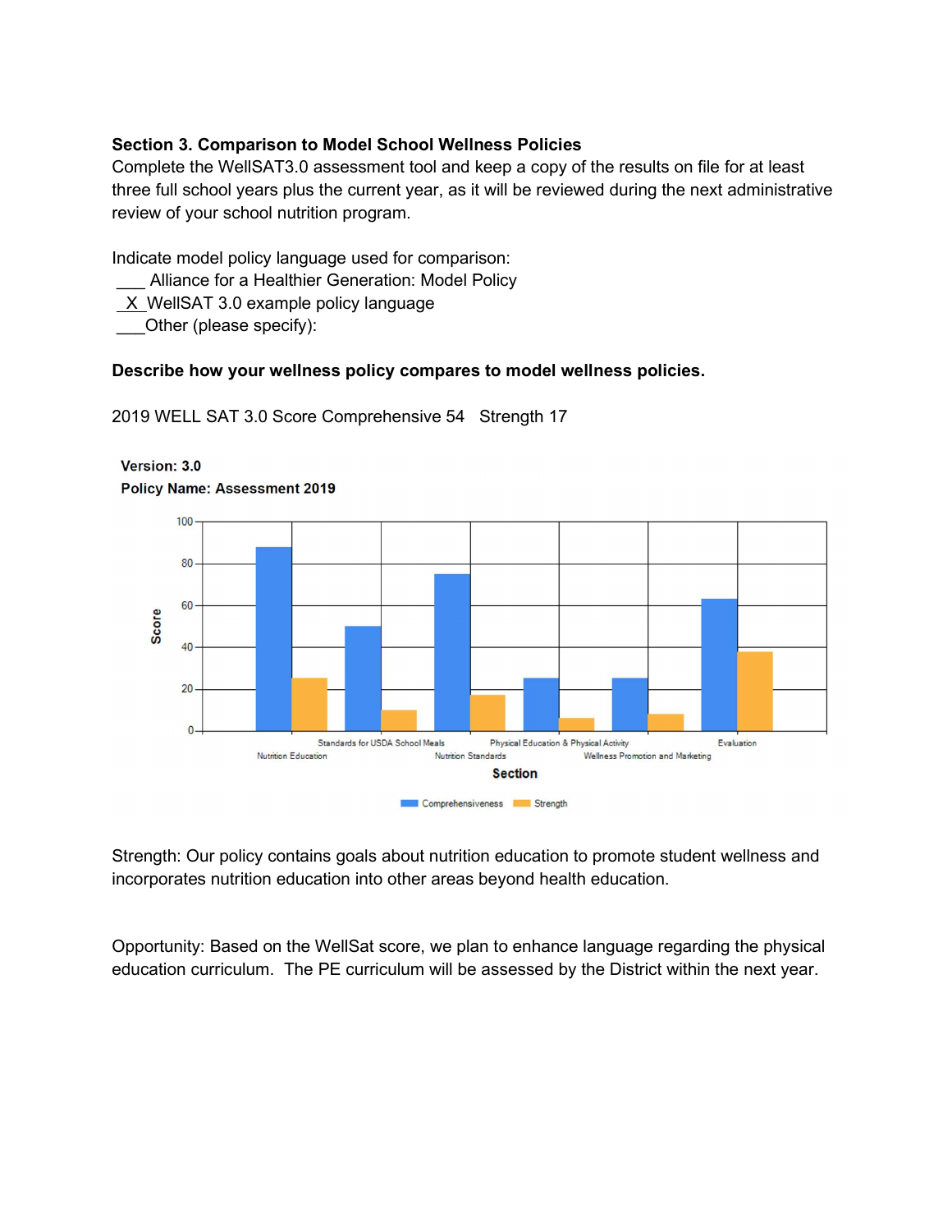**Section 3. Comparison to Model School Wellness Policies**

Complete the WellSAT3.0 assessment tool and keep a copy of the results on file for at least three full school years plus the current year, as it will be reviewed during the next administrative review of your school nutrition program.

Indicate model policy language used for comparison:

___ Alliance for a Healthier Generation: Model Policy
_X_ WellSAT 3.0 example policy language
___Other (please specify):

**Describe how your wellness policy compares to model wellness policies.**

2019 WELL SAT 3.0 Score Comprehensive 54   Strength 17

**Version: 3.0**

**Policy Name: Assessment 2019**

Strength: Our policy contains goals about nutrition education to promote student wellness and incorporates nutrition education into other areas beyond health education.

Opportunity: Based on the WellSat score, we plan to enhance language regarding the physical education curriculum. The PE curriculum will be assessed by the District within the next year.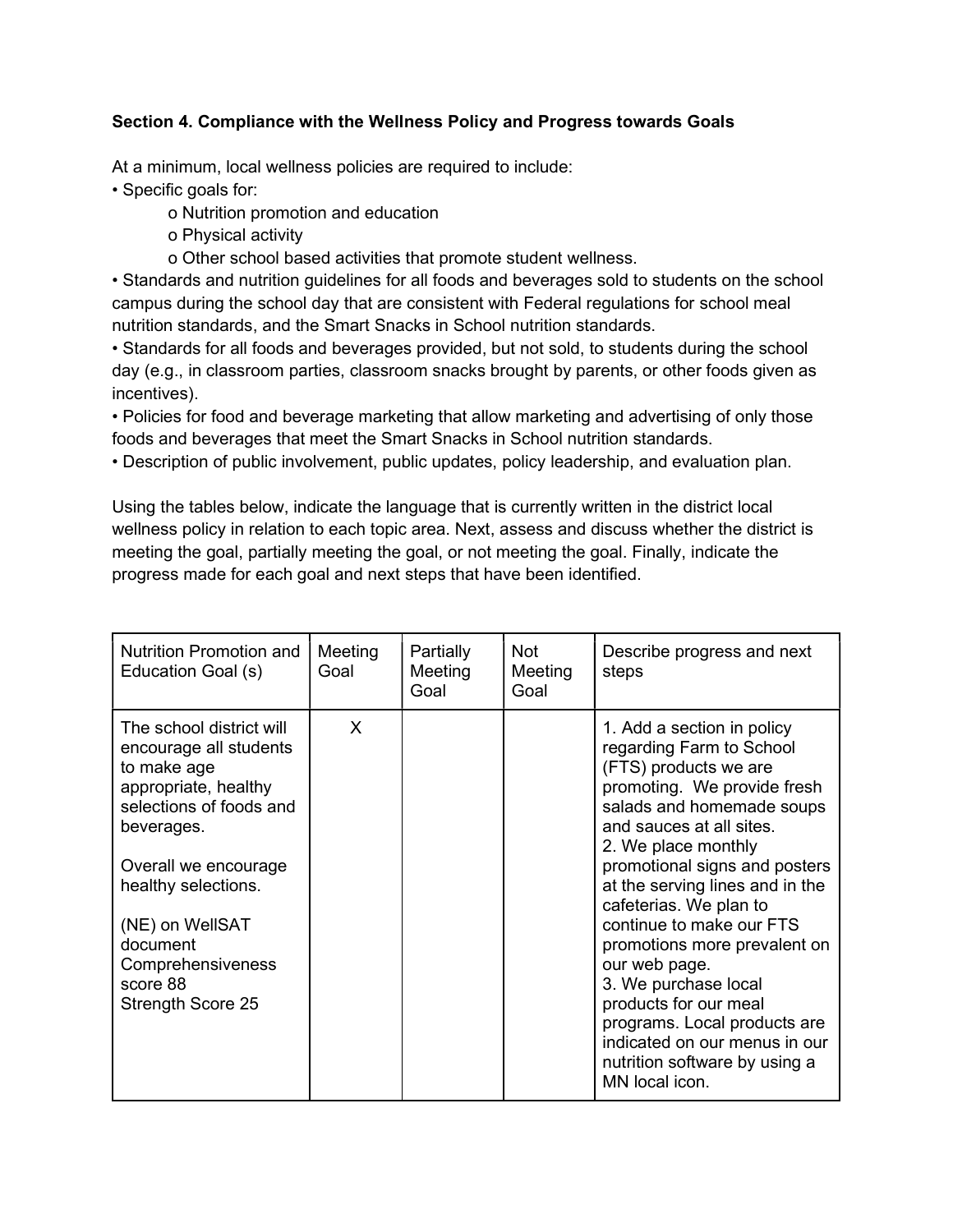**Section 4. Compliance with the Wellness Policy and Progress towards Goals**

At a minimum, local wellness policies are required to include:

- Specific goals for:
  - o Nutrition promotion and education
  - o Physical activity
  - o Other school based activities that promote student wellness.
- Standards and nutrition guidelines for all foods and beverages sold to students on the school campus during the school day that are consistent with Federal regulations for school meal nutrition standards, and the Smart Snacks in School nutrition standards.
- Standards for all foods and beverages provided, but not sold, to students during the school day (e.g., in classroom parties, classroom snacks brought by parents, or other foods given as incentives).
- Policies for food and beverage marketing that allow marketing and advertising of only those foods and beverages that meet the Smart Snacks in School nutrition standards.
- Description of public involvement, public updates, policy leadership, and evaluation plan.

Using the tables below, indicate the language that is currently written in the district local wellness policy in relation to each topic area. Next, assess and discuss whether the district is meeting the goal, partially meeting the goal, or not meeting the goal. Finally, indicate the progress made for each goal and next steps that have been identified.

| Nutrition Promotion and Education Goal (s) | Meeting Goal | Partially Meeting Goal | Not Meeting Goal | Describe progress and next steps |
| --- | --- | --- | --- | --- |
| The school district will encourage all students to make age appropriate, healthy selections of foods and beverages.<br><br>Overall we encourage healthy selections.<br><br>(NE) on WellSAT document Comprehensiveness score 88<br>Strength Score 25 | X | | | 1. Add a section in policy regarding Farm to School (FTS) products we are promoting. We provide fresh salads and homemade soups and sauces at all sites.<br>2. We place monthly promotional signs and posters at the serving lines and in the cafeterias. We plan to continue to make our FTS promotions more prevalent on our web page.<br>3. We purchase local products for our meal programs. Local products are indicated on our menus in our nutrition software by using a MN local icon. |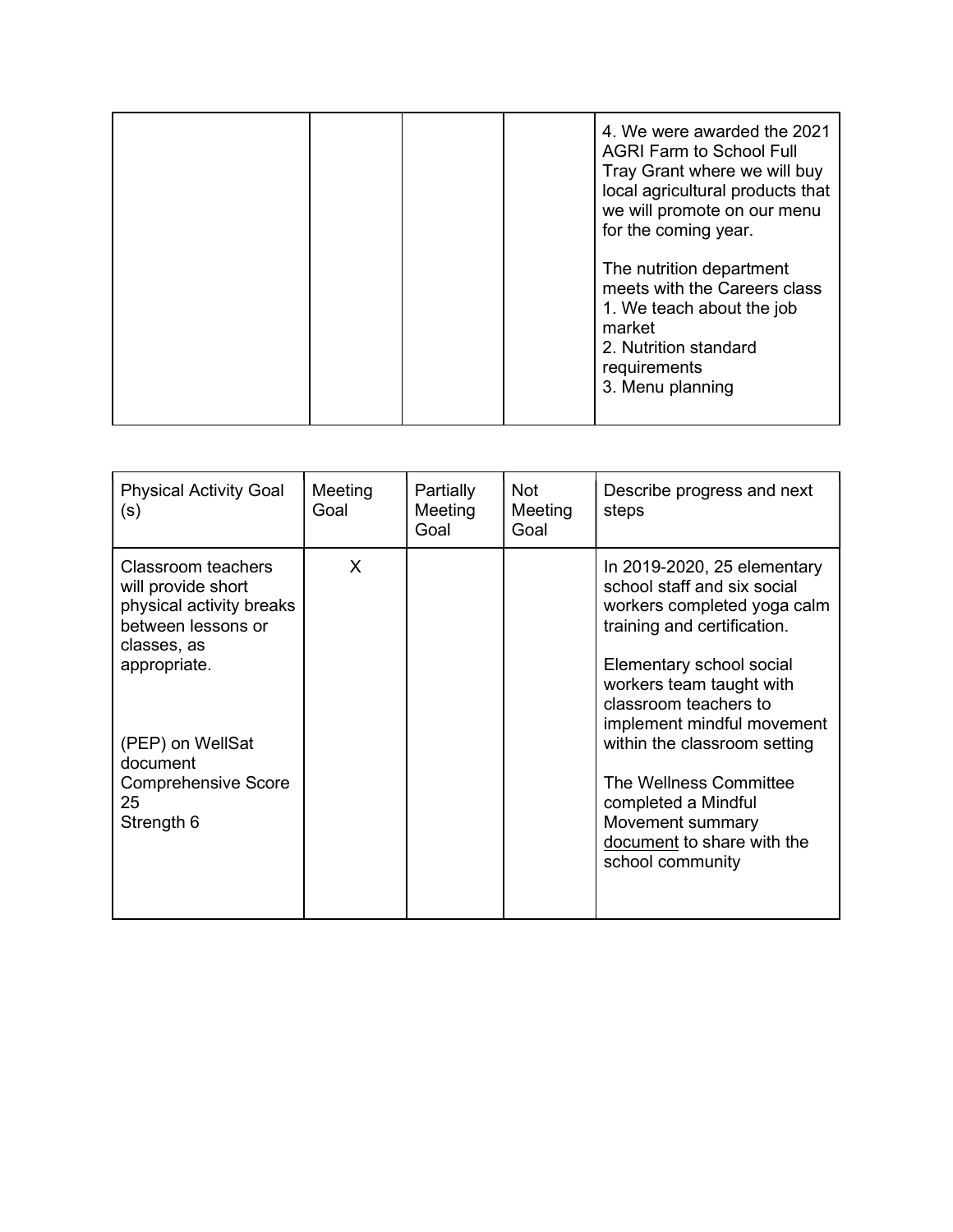| | | | | |
|---|---|---|---|---|
| | | | | 4. We were awarded the 2021 AGRI Farm to School Full Tray Grant where we will buy local agricultural products that we will promote on our menu for the coming year.<br><br>The nutrition department meets with the Careers class<br>1. We teach about the job market<br>2. Nutrition standard requirements<br>3. Menu planning |

| Physical Activity Goal (s) | Meeting Goal | Partially Meeting Goal | Not Meeting Goal | Describe progress and next steps |
|---|---|---|---|---|
| Classroom teachers will provide short physical activity breaks between lessons or classes, as appropriate.<br><br>(PEP) on WellSat document<br>Comprehensive Score 25<br>Strength 6 | X | | | In 2019-2020, 25 elementary school staff and six social workers completed yoga calm training and certification.<br><br>Elementary school social workers team taught with classroom teachers to implement mindful movement within the classroom setting<br><br>The Wellness Committee completed a Mindful Movement summary document to share with the school community |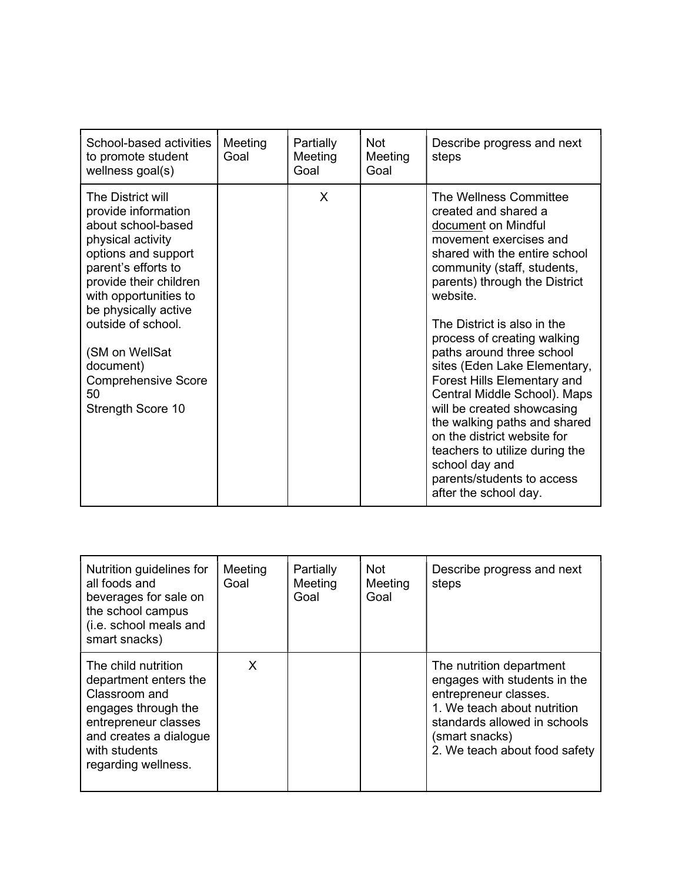| School-based activities to promote student wellness goal(s) | Meeting Goal | Partially Meeting Goal | Not Meeting Goal | Describe progress and next steps |
|---|---|---|---|---|
| The District will provide information about school-based physical activity options and support parent's efforts to provide their children with opportunities to be physically active outside of school.<br><br>(SM on WellSat document)<br>Comprehensive Score 50<br>Strength Score 10 | | X | | The Wellness Committee created and shared a document on Mindful movement exercises and shared with the entire school community (staff, students, parents) through the District website.<br><br>The District is also in the process of creating walking paths around three school sites (Eden Lake Elementary, Forest Hills Elementary and Central Middle School). Maps will be created showcasing the walking paths and shared on the district website for teachers to utilize during the school day and parents/students to access after the school day. |

| Nutrition guidelines for all foods and beverages for sale on the school campus (i.e. school meals and smart snacks) | Meeting Goal | Partially Meeting Goal | Not Meeting Goal | Describe progress and next steps |
|---|---|---|---|---|
| The child nutrition department enters the Classroom and engages through the entrepreneur classes and creates a dialogue with students regarding wellness. | X | | | The nutrition department engages with students in the entrepreneur classes.<br>1. We teach about nutrition standards allowed in schools (smart snacks)<br>2. We teach about food safety |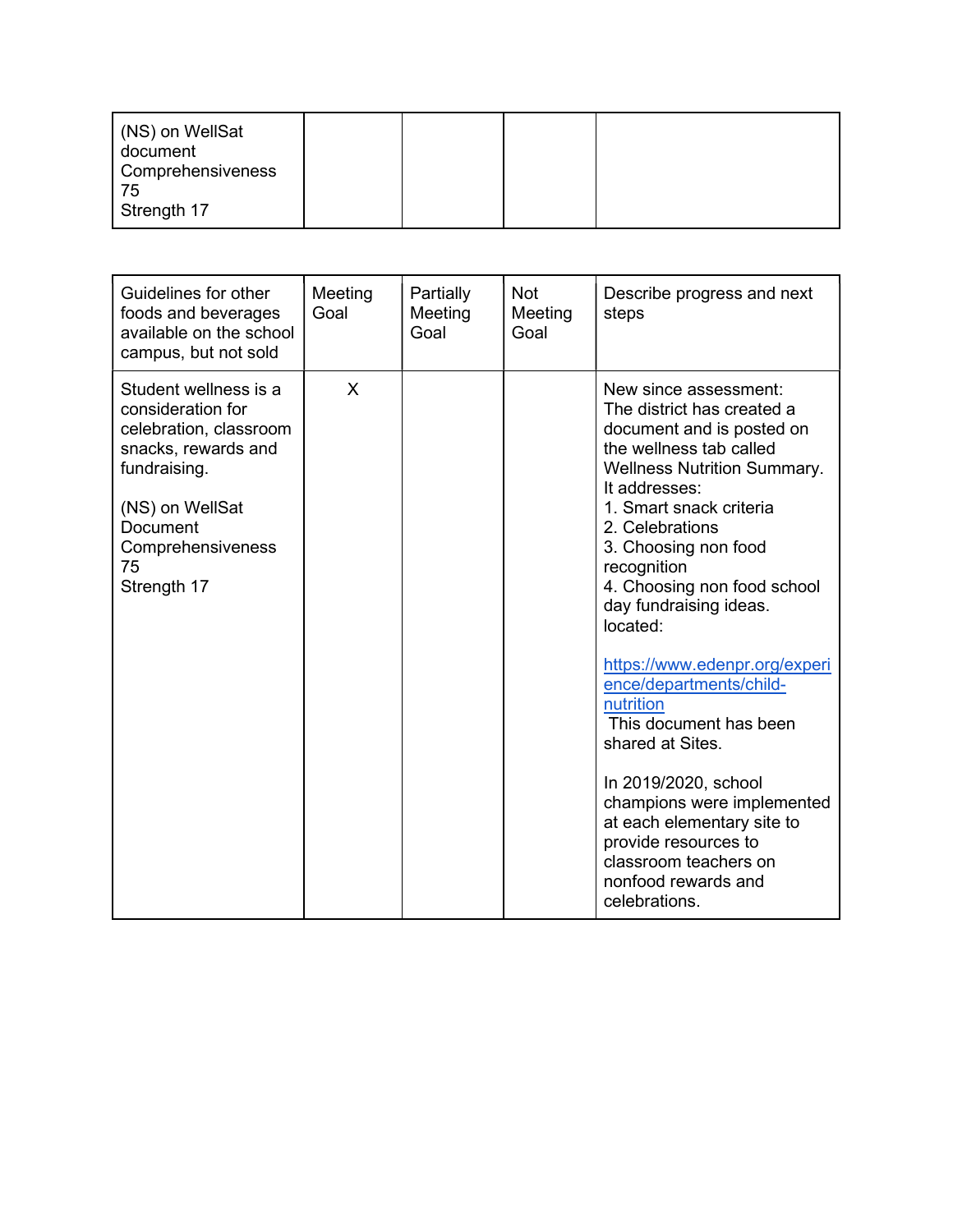| (NS) on WellSat document<br>Comprehensiveness 75<br>Strength 17 | | | | |
|---|---|---|---|---|

| Guidelines for other foods and beverages available on the school campus, but not sold | Meeting Goal | Partially Meeting Goal | Not Meeting Goal | Describe progress and next steps |
|---|---|---|---|---|
| Student wellness is a consideration for celebration, classroom snacks, rewards and fundraising.<br><br>(NS) on WellSat Document<br>Comprehensiveness 75<br>Strength 17 | X | | | New since assessment:<br>The district has created a document and is posted on the wellness tab called Wellness Nutrition Summary. It addresses:<br>1. Smart snack criteria<br>2. Celebrations<br>3. Choosing non food recognition<br>4. Choosing non food school day fundraising ideas.<br>located:<br><br>https://www.edenpr.org/experience/departments/child-nutrition<br>This document has been shared at Sites.<br><br>In 2019/2020, school champions were implemented at each elementary site to provide resources to classroom teachers on nonfood rewards and celebrations. |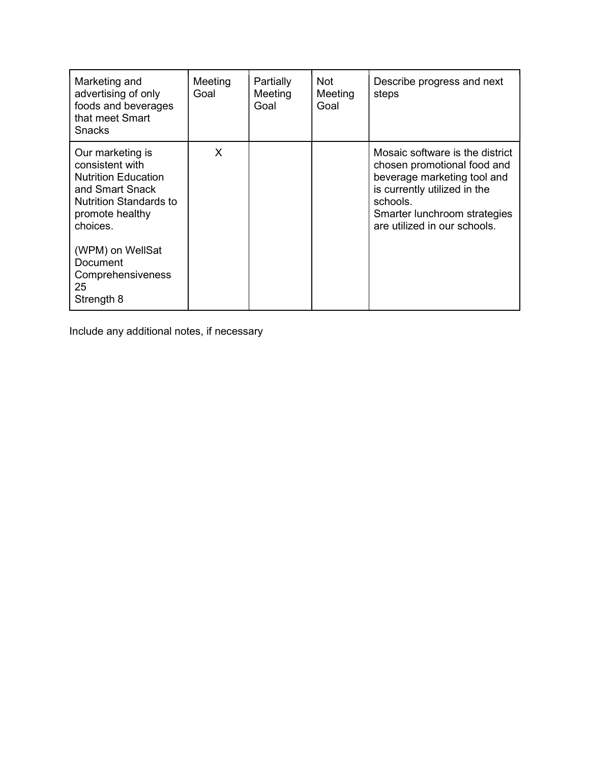| Marketing and advertising of only foods and beverages that meet Smart Snacks | Meeting Goal | Partially Meeting Goal | Not Meeting Goal | Describe progress and next steps |
|---|---|---|---|---|
| Our marketing is consistent with Nutrition Education and Smart Snack Nutrition Standards to promote healthy choices.<br><br>(WPM) on WellSat Document Comprehensiveness 25<br>Strength 8 | X | | | Mosaic software is the district chosen promotional food and beverage marketing tool and is currently utilized in the schools.<br>Smarter lunchroom strategies are utilized in our schools. |

Include any additional notes, if necessary